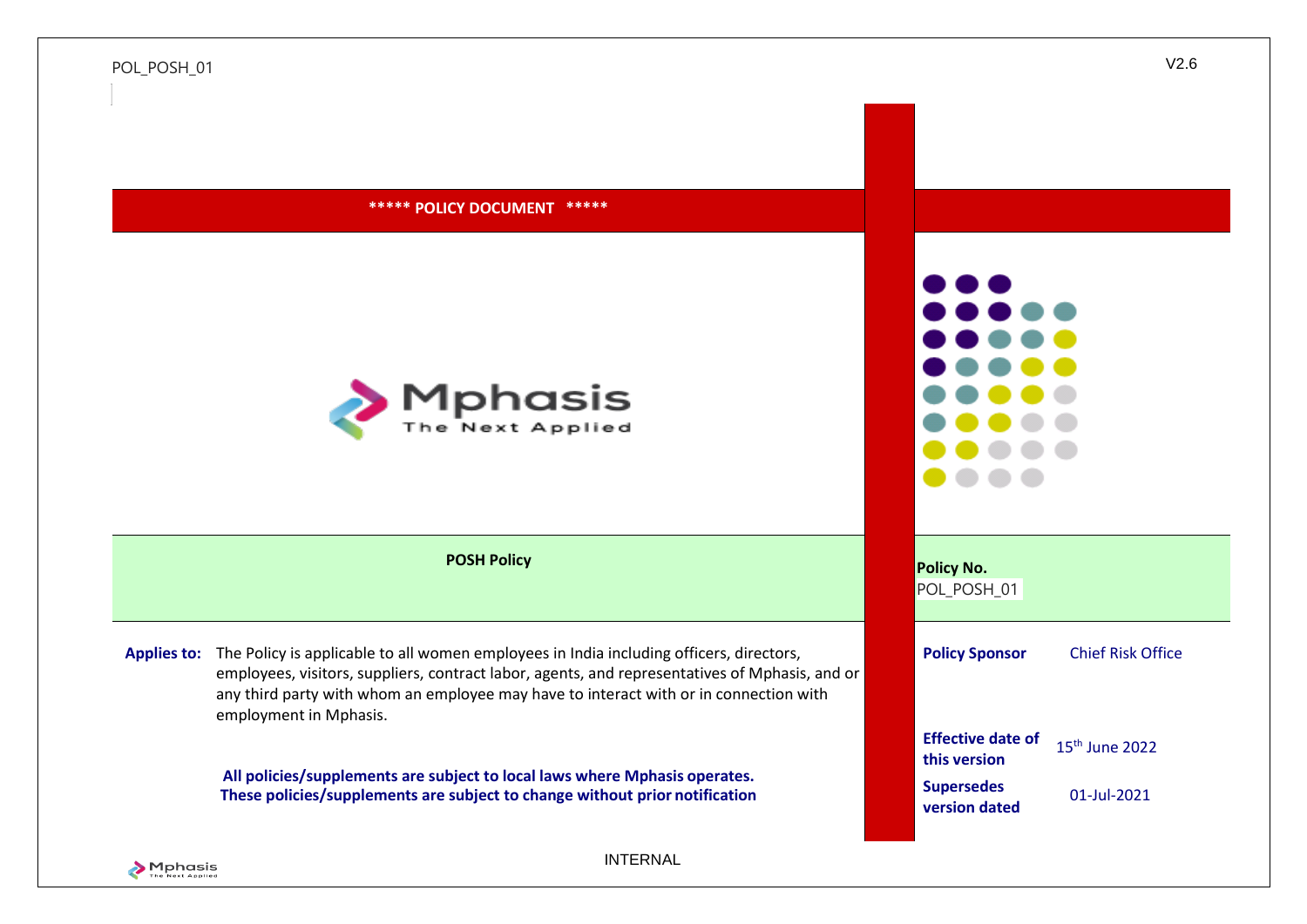POL_POSH_01

V2.6

***** POLICY DOCUMENT *****

**POSH Policy**

**Policy No.**
POL_POSH_01

**Applies to:** The Policy is applicable to all women employees in India including officers, directors, employees, visitors, suppliers, contract labor, agents, and representatives of Mphasis, and or any third party with whom an employee may have to interact with or in connection with employment in Mphasis.

**All policies/supplements are subject to local laws where Mphasis operates.**
**These policies/supplements are subject to change without prior notification**

| | |
|---|---|
| **Policy Sponsor** | Chief Risk Office |
| **Effective date of this version** | 15th June 2022 |
| **Supersedes version dated** | 01-Jul-2021 |

INTERNAL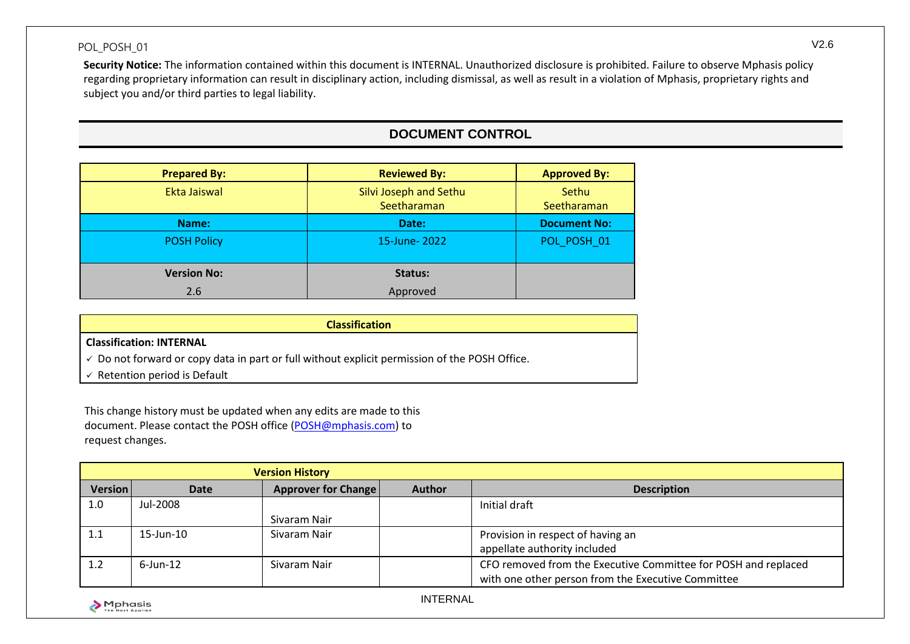**Security Notice:** The information contained within this document is INTERNAL. Unauthorized disclosure is prohibited. Failure to observe Mphasis policy regarding proprietary information can result in disciplinary action, including dismissal, as well as result in a violation of Mphasis, proprietary rights and subject you and/or third parties to legal liability.

## DOCUMENT CONTROL

| Prepared By: | Reviewed By: | Approved By: |
|---|---|---|
| Ekta Jaiswal | Silvi Joseph and Sethu Seetharaman | Sethu Seetharaman |
| **Name:** | **Date:** | **Document No:** |
| POSH Policy | 15-June- 2022 | POL_POSH_01 |
| **Version No:** | **Status:** | |
| 2.6 | Approved | |

| Classification |
|---|
| **Classification: INTERNAL** |
| ✓ Do not forward or copy data in part or full without explicit permission of the POSH Office. |
| ✓ Retention period is Default |

This change history must be updated when any edits are made to this document. Please contact the POSH office (POSH@mphasis.com) to request changes.

| Version History | | | | |
|---|---|---|---|---|
| **Version** | **Date** | **Approver for Change** | **Author** | **Description** |
| 1.0 | Jul-2008 | Sivaram Nair | | Initial draft |
| 1.1 | 15-Jun-10 | Sivaram Nair | | Provision in respect of having an appellate authority included |
| 1.2 | 6-Jun-12 | Sivaram Nair | | CFO removed from the Executive Committee for POSH and replaced with one other person from the Executive Committee |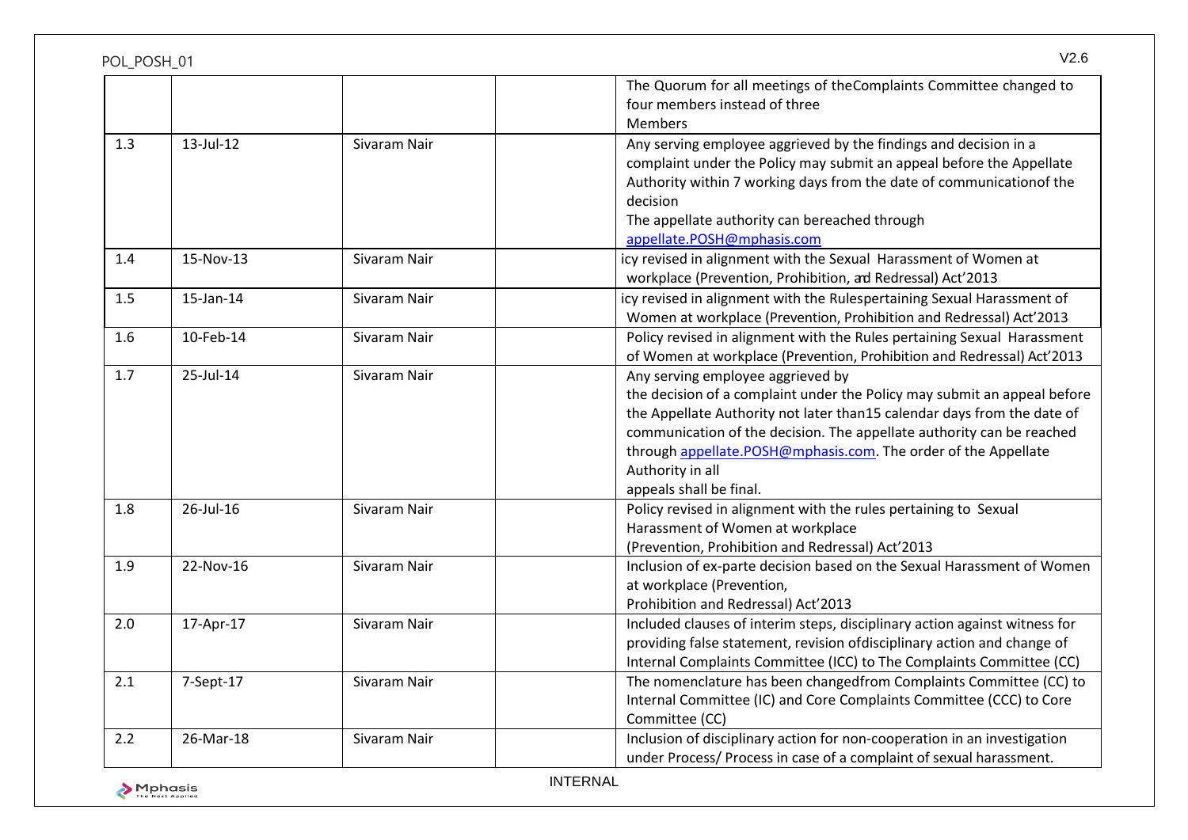| | | | | |
|---|---|---|---|---|
| | | | | The Quorum for all meetings of theComplaints Committee changed to four members instead of three Members |
| 1.3 | 13-Jul-12 | Sivaram Nair | | Any serving employee aggrieved by the findings and decision in a complaint under the Policy may submit an appeal before the Appellate Authority within 7 working days from the date of communicationof the decision<br>The appellate authority can bereached through appellate.POSH@mphasis.com |
| 1.4 | 15-Nov-13 | Sivaram Nair | | icy revised in alignment with the Sexual Harassment of Women at workplace (Prevention, Prohibition, and Redressal) Act'2013 |
| 1.5 | 15-Jan-14 | Sivaram Nair | | icy revised in alignment with the Rulespertaining Sexual Harassment of Women at workplace (Prevention, Prohibition and Redressal) Act'2013 |
| 1.6 | 10-Feb-14 | Sivaram Nair | | Policy revised in alignment with the Rules pertaining Sexual Harassment of Women at workplace (Prevention, Prohibition and Redressal) Act'2013 |
| 1.7 | 25-Jul-14 | Sivaram Nair | | Any serving employee aggrieved by the decision of a complaint under the Policy may submit an appeal before the Appellate Authority not later than15 calendar days from the date of communication of the decision. The appellate authority can be reached through appellate.POSH@mphasis.com. The order of the Appellate Authority in all appeals shall be final. |
| 1.8 | 26-Jul-16 | Sivaram Nair | | Policy revised in alignment with the rules pertaining to Sexual Harassment of Women at workplace (Prevention, Prohibition and Redressal) Act'2013 |
| 1.9 | 22-Nov-16 | Sivaram Nair | | Inclusion of ex-parte decision based on the Sexual Harassment of Women at workplace (Prevention, Prohibition and Redressal) Act'2013 |
| 2.0 | 17-Apr-17 | Sivaram Nair | | Included clauses of interim steps, disciplinary action against witness for providing false statement, revision ofdisciplinary action and change of Internal Complaints Committee (ICC) to The Complaints Committee (CC) |
| 2.1 | 7-Sept-17 | Sivaram Nair | | The nomenclature has been changedfrom Complaints Committee (CC) to Internal Committee (IC) and Core Complaints Committee (CCC) to Core Committee (CC) |
| 2.2 | 26-Mar-18 | Sivaram Nair | | Inclusion of disciplinary action for non-cooperation in an investigation under Process/ Process in case of a complaint of sexual harassment. |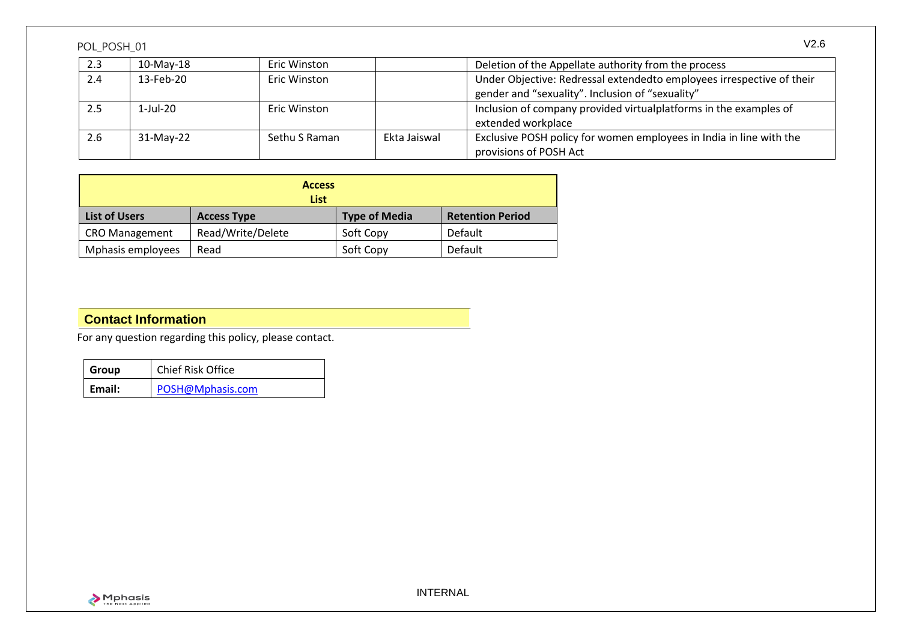| 2.3 | 10-May-18 | Eric Winston | | Deletion of the Appellate authority from the process |
|---|---|---|---|---|
| 2.4 | 13-Feb-20 | Eric Winston | | Under Objective: Redressal extendedto employees irrespective of their gender and “sexuality”. Inclusion of “sexuality” |
| 2.5 | 1-Jul-20 | Eric Winston | | Inclusion of company provided virtualplatforms in the examples of extended workplace |
| 2.6 | 31-May-22 | Sethu S Raman | Ekta Jaiswal | Exclusive POSH policy for women employees in India in line with the provisions of POSH Act |

| **Access List** | | | |
|---|---|---|---|
| **List of Users** | **Access Type** | **Type of Media** | **Retention Period** |
| CRO Management | Read/Write/Delete | Soft Copy | Default |
| Mphasis employees | Read | Soft Copy | Default |

## Contact Information

For any question regarding this policy, please contact.

| **Group** | Chief Risk Office |
|---|---|
| **Email:** | POSH@Mphasis.com |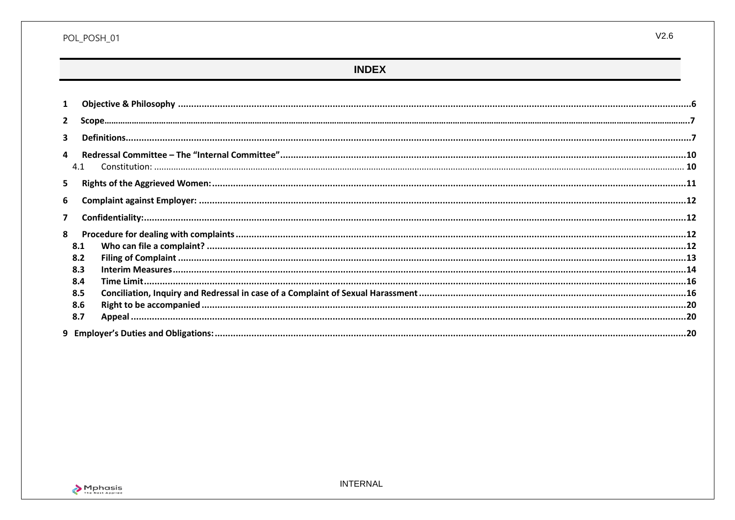# INDEX

1 **Objective & Philosophy** ....................................................................... 6

2 **Scope** ....................................................................... 7

3 **Definitions** ....................................................................... 7

4 **Redressal Committee – The "Internal Committee"** ....................................................................... 10

- 4.1 Constitution: ....................................................................... 10

5 **Rights of the Aggrieved Women:** ....................................................................... 11

6 **Complaint against Employer:** ....................................................................... 12

7 **Confidentiality:** ....................................................................... 12

8 **Procedure for dealing with complaints** ....................................................................... 12

- **8.1 Who can file a complaint?** ....................................................................... 12
- **8.2 Filing of Complaint** ....................................................................... 13
- **8.3 Interim Measures** ....................................................................... 14
- **8.4 Time Limit** ....................................................................... 16
- **8.5 Conciliation, Inquiry and Redressal in case of a Complaint of Sexual Harassment** ....................................................................... 16
- **8.6 Right to be accompanied** ....................................................................... 20
- **8.7 Appeal** ....................................................................... 20

9 **Employer's Duties and Obligations:** ....................................................................... 20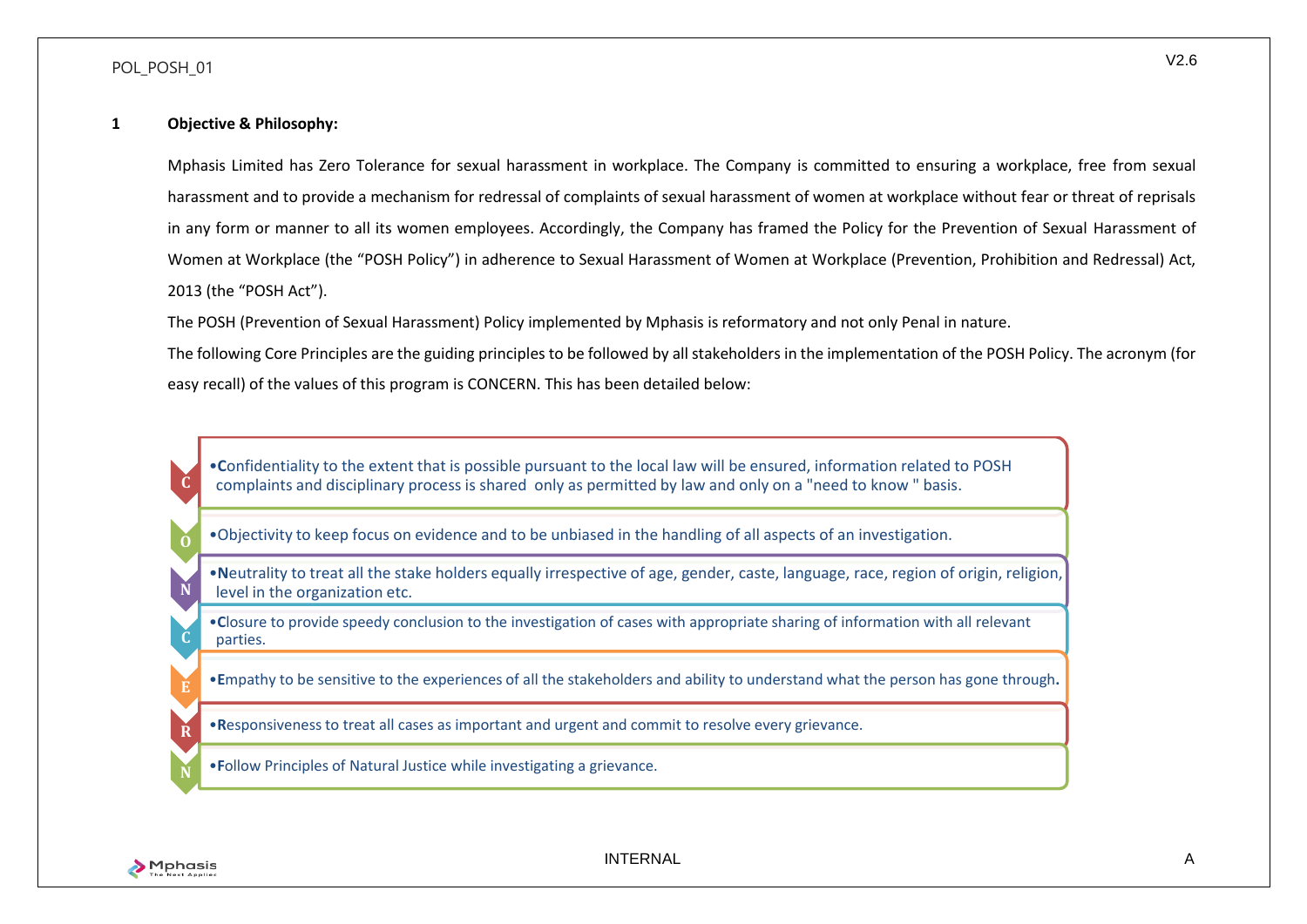## 1 Objective & Philosophy:

Mphasis Limited has Zero Tolerance for sexual harassment in workplace. The Company is committed to ensuring a workplace, free from sexual harassment and to provide a mechanism for redressal of complaints of sexual harassment of women at workplace without fear or threat of reprisals in any form or manner to all its women employees. Accordingly, the Company has framed the Policy for the Prevention of Sexual Harassment of Women at Workplace (the "POSH Policy") in adherence to Sexual Harassment of Women at Workplace (Prevention, Prohibition and Redressal) Act, 2013 (the "POSH Act").

The POSH (Prevention of Sexual Harassment) Policy implemented by Mphasis is reformatory and not only Penal in nature.

The following Core Principles are the guiding principles to be followed by all stakeholders in the implementation of the POSH Policy. The acronym (for easy recall) of the values of this program is CONCERN. This has been detailed below:

- **C** — **C**onfidentiality to the extent that is possible pursuant to the local law will be ensured, information related to POSH complaints and disciplinary process is shared only as permitted by law and only on a "need to know " basis.
- **O** — Objectivity to keep focus on evidence and to be unbiased in the handling of all aspects of an investigation.
- **N** — **N**eutrality to treat all the stake holders equally irrespective of age, gender, caste, language, race, region of origin, religion, level in the organization etc.
- **C** — **C**losure to provide speedy conclusion to the investigation of cases with appropriate sharing of information with all relevant parties.
- **E** — **E**mpathy to be sensitive to the experiences of all the stakeholders and ability to understand what the person has gone through.
- **R** — **R**esponsiveness to treat all cases as important and urgent and commit to resolve every grievance.
- **N** — **F**ollow Principles of Natural Justice while investigating a grievance.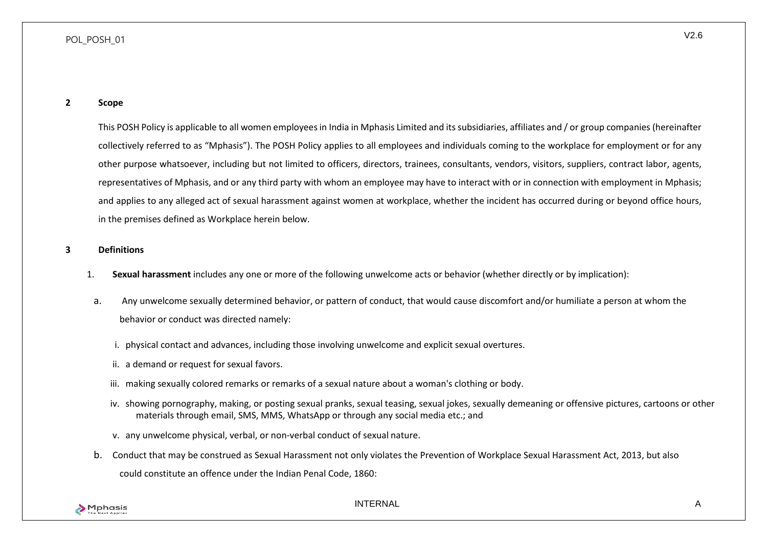## 2 Scope

This POSH Policy is applicable to all women employees in India in Mphasis Limited and its subsidiaries, affiliates and / or group companies (hereinafter collectively referred to as "Mphasis"). The POSH Policy applies to all employees and individuals coming to the workplace for employment or for any other purpose whatsoever, including but not limited to officers, directors, trainees, consultants, vendors, visitors, suppliers, contract labor, agents, representatives of Mphasis, and or any third party with whom an employee may have to interact with or in connection with employment in Mphasis; and applies to any alleged act of sexual harassment against women at workplace, whether the incident has occurred during or beyond office hours, in the premises defined as Workplace herein below.

## 3 Definitions

1. **Sexual harassment** includes any one or more of the following unwelcome acts or behavior (whether directly or by implication):

   a. Any unwelcome sexually determined behavior, or pattern of conduct, that would cause discomfort and/or humiliate a person at whom the behavior or conduct was directed namely:

      i. physical contact and advances, including those involving unwelcome and explicit sexual overtures.

      ii. a demand or request for sexual favors.

      iii. making sexually colored remarks or remarks of a sexual nature about a woman's clothing or body.

      iv. showing pornography, making, or posting sexual pranks, sexual teasing, sexual jokes, sexually demeaning or offensive pictures, cartoons or other materials through email, SMS, MMS, WhatsApp or through any social media etc.; and

      v. any unwelcome physical, verbal, or non-verbal conduct of sexual nature.

   b. Conduct that may be construed as Sexual Harassment not only violates the Prevention of Workplace Sexual Harassment Act, 2013, but also could constitute an offence under the Indian Penal Code, 1860: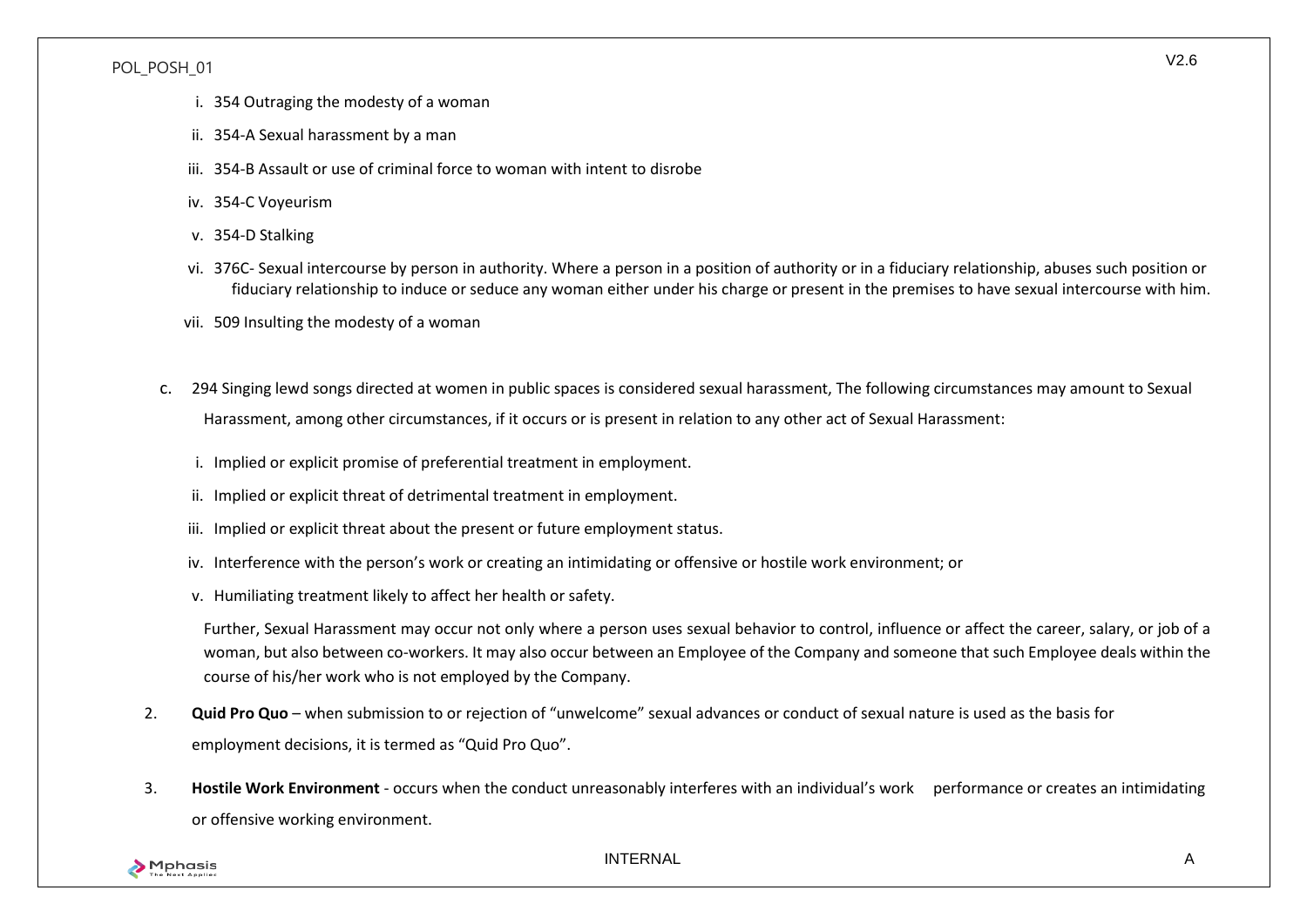i. 354 Outraging the modesty of a woman

ii. 354-A Sexual harassment by a man

iii. 354-B Assault or use of criminal force to woman with intent to disrobe

iv. 354-C Voyeurism

v. 354-D Stalking

vi. 376C- Sexual intercourse by person in authority. Where a person in a position of authority or in a fiduciary relationship, abuses such position or fiduciary relationship to induce or seduce any woman either under his charge or present in the premises to have sexual intercourse with him.

vii. 509 Insulting the modesty of a woman

c. 294 Singing lewd songs directed at women in public spaces is considered sexual harassment, The following circumstances may amount to Sexual Harassment, among other circumstances, if it occurs or is present in relation to any other act of Sexual Harassment:

i. Implied or explicit promise of preferential treatment in employment.

ii. Implied or explicit threat of detrimental treatment in employment.

iii. Implied or explicit threat about the present or future employment status.

iv. Interference with the person's work or creating an intimidating or offensive or hostile work environment; or

v. Humiliating treatment likely to affect her health or safety.

Further, Sexual Harassment may occur not only where a person uses sexual behavior to control, influence or affect the career, salary, or job of a woman, but also between co-workers. It may also occur between an Employee of the Company and someone that such Employee deals within the course of his/her work who is not employed by the Company.

2. **Quid Pro Quo** – when submission to or rejection of "unwelcome" sexual advances or conduct of sexual nature is used as the basis for employment decisions, it is termed as "Quid Pro Quo".

3. **Hostile Work Environment** - occurs when the conduct unreasonably interferes with an individual's work performance or creates an intimidating or offensive working environment.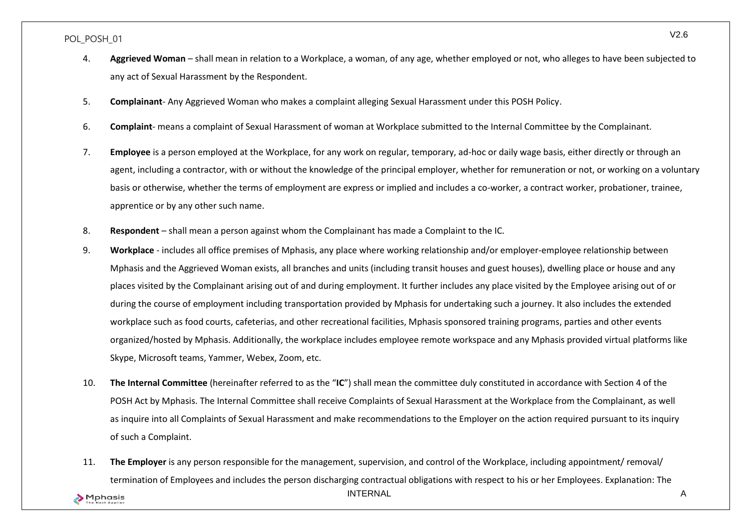4. **Aggrieved Woman** – shall mean in relation to a Workplace, a woman, of any age, whether employed or not, who alleges to have been subjected to any act of Sexual Harassment by the Respondent.

5. **Complainant**- Any Aggrieved Woman who makes a complaint alleging Sexual Harassment under this POSH Policy.

6. **Complaint**- means a complaint of Sexual Harassment of woman at Workplace submitted to the Internal Committee by the Complainant.

7. **Employee** is a person employed at the Workplace, for any work on regular, temporary, ad-hoc or daily wage basis, either directly or through an agent, including a contractor, with or without the knowledge of the principal employer, whether for remuneration or not, or working on a voluntary basis or otherwise, whether the terms of employment are express or implied and includes a co-worker, a contract worker, probationer, trainee, apprentice or by any other such name.

8. **Respondent** – shall mean a person against whom the Complainant has made a Complaint to the IC.

9. **Workplace** - includes all office premises of Mphasis, any place where working relationship and/or employer-employee relationship between Mphasis and the Aggrieved Woman exists, all branches and units (including transit houses and guest houses), dwelling place or house and any places visited by the Complainant arising out of and during employment. It further includes any place visited by the Employee arising out of or during the course of employment including transportation provided by Mphasis for undertaking such a journey. It also includes the extended workplace such as food courts, cafeterias, and other recreational facilities, Mphasis sponsored training programs, parties and other events organized/hosted by Mphasis. Additionally, the workplace includes employee remote workspace and any Mphasis provided virtual platforms like Skype, Microsoft teams, Yammer, Webex, Zoom, etc.

10. **The Internal Committee** (hereinafter referred to as the "**IC**") shall mean the committee duly constituted in accordance with Section 4 of the POSH Act by Mphasis. The Internal Committee shall receive Complaints of Sexual Harassment at the Workplace from the Complainant, as well as inquire into all Complaints of Sexual Harassment and make recommendations to the Employer on the action required pursuant to its inquiry of such a Complaint.

11. **The Employer** is any person responsible for the management, supervision, and control of the Workplace, including appointment/ removal/ termination of Employees and includes the person discharging contractual obligations with respect to his or her Employees. Explanation: The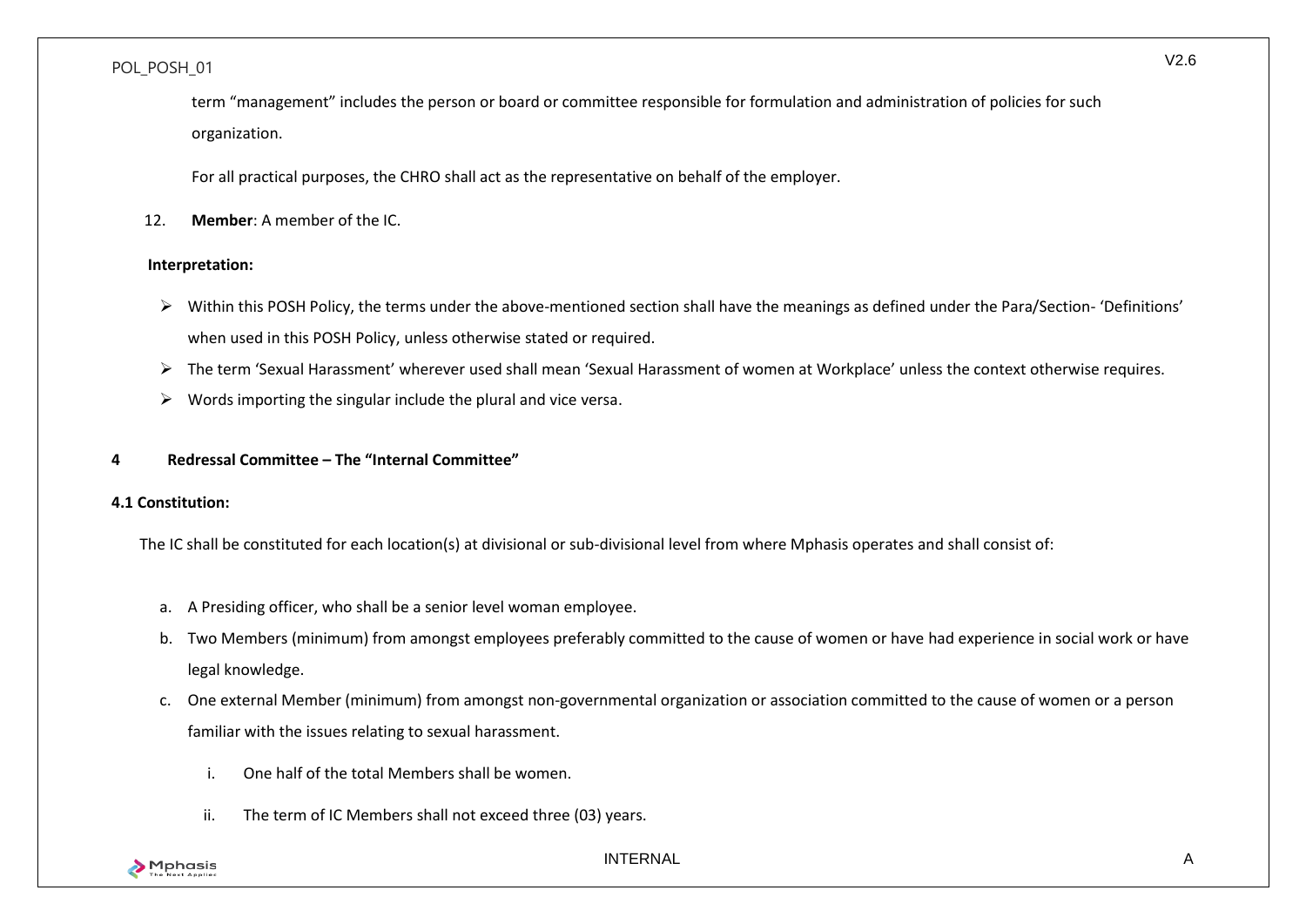term “management” includes the person or board or committee responsible for formulation and administration of policies for such organization.

For all practical purposes, the CHRO shall act as the representative on behalf of the employer.

12. **Member**: A member of the IC.

**Interpretation:**

- Within this POSH Policy, the terms under the above-mentioned section shall have the meanings as defined under the Para/Section- ‘Definitions’ when used in this POSH Policy, unless otherwise stated or required.
- The term ‘Sexual Harassment’ wherever used shall mean ‘Sexual Harassment of women at Workplace’ unless the context otherwise requires.
- Words importing the singular include the plural and vice versa.

## 4 Redressal Committee – The “Internal Committee”

### 4.1 Constitution:

The IC shall be constituted for each location(s) at divisional or sub-divisional level from where Mphasis operates and shall consist of:

a. A Presiding officer, who shall be a senior level woman employee.
b. Two Members (minimum) from amongst employees preferably committed to the cause of women or have had experience in social work or have legal knowledge.
c. One external Member (minimum) from amongst non-governmental organization or association committed to the cause of women or a person familiar with the issues relating to sexual harassment.
   i. One half of the total Members shall be women.
   ii. The term of IC Members shall not exceed three (03) years.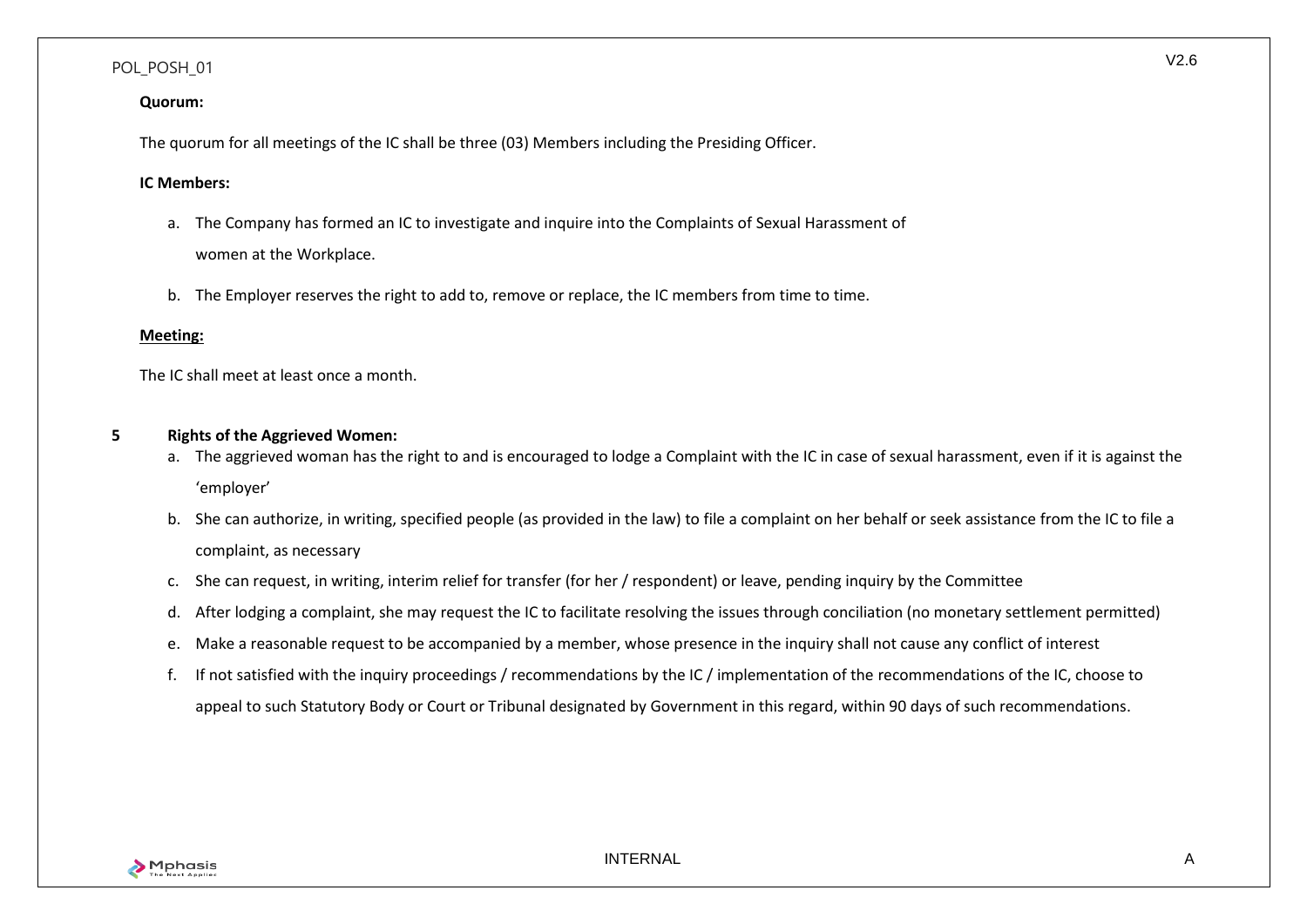**Quorum:**

The quorum for all meetings of the IC shall be three (03) Members including the Presiding Officer.

**IC Members:**

a. The Company has formed an IC to investigate and inquire into the Complaints of Sexual Harassment of women at the Workplace.

b. The Employer reserves the right to add to, remove or replace, the IC members from time to time.

**Meeting:**

The IC shall meet at least once a month.

## 5 Rights of the Aggrieved Women:

a. The aggrieved woman has the right to and is encouraged to lodge a Complaint with the IC in case of sexual harassment, even if it is against the 'employer'

b. She can authorize, in writing, specified people (as provided in the law) to file a complaint on her behalf or seek assistance from the IC to file a complaint, as necessary

c. She can request, in writing, interim relief for transfer (for her / respondent) or leave, pending inquiry by the Committee

d. After lodging a complaint, she may request the IC to facilitate resolving the issues through conciliation (no monetary settlement permitted)

e. Make a reasonable request to be accompanied by a member, whose presence in the inquiry shall not cause any conflict of interest

f. If not satisfied with the inquiry proceedings / recommendations by the IC / implementation of the recommendations of the IC, choose to appeal to such Statutory Body or Court or Tribunal designated by Government in this regard, within 90 days of such recommendations.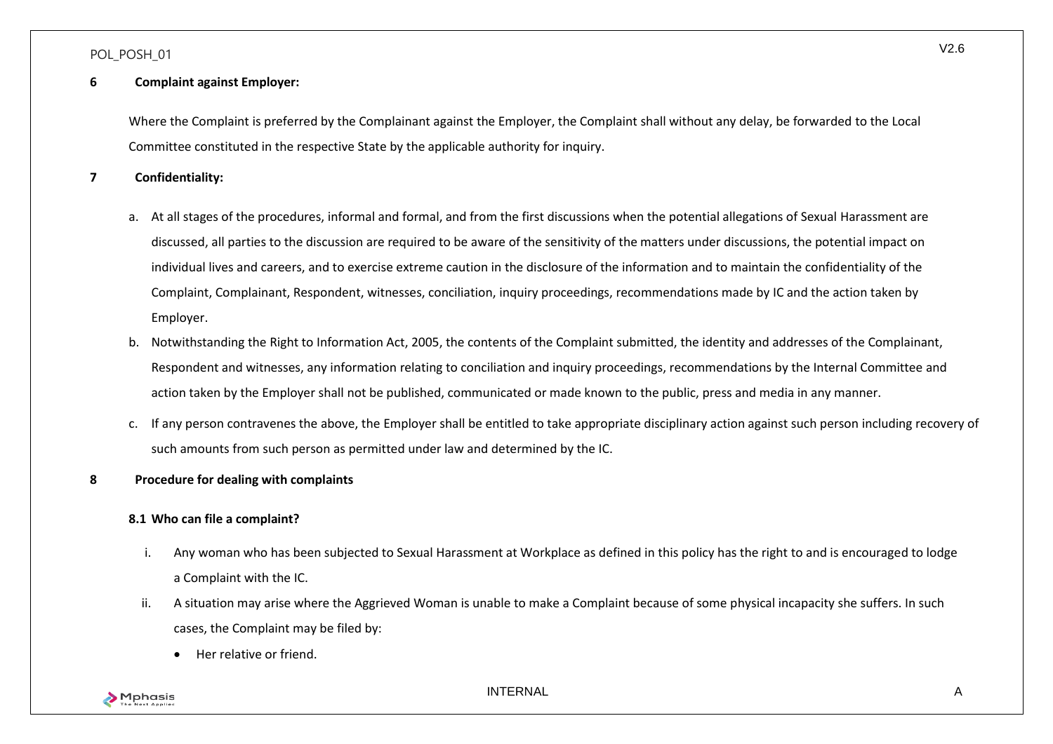## 6 Complaint against Employer:

Where the Complaint is preferred by the Complainant against the Employer, the Complaint shall without any delay, be forwarded to the Local Committee constituted in the respective State by the applicable authority for inquiry.

## 7 Confidentiality:

a. At all stages of the procedures, informal and formal, and from the first discussions when the potential allegations of Sexual Harassment are discussed, all parties to the discussion are required to be aware of the sensitivity of the matters under discussions, the potential impact on individual lives and careers, and to exercise extreme caution in the disclosure of the information and to maintain the confidentiality of the Complaint, Complainant, Respondent, witnesses, conciliation, inquiry proceedings, recommendations made by IC and the action taken by Employer.

b. Notwithstanding the Right to Information Act, 2005, the contents of the Complaint submitted, the identity and addresses of the Complainant, Respondent and witnesses, any information relating to conciliation and inquiry proceedings, recommendations by the Internal Committee and action taken by the Employer shall not be published, communicated or made known to the public, press and media in any manner.

c. If any person contravenes the above, the Employer shall be entitled to take appropriate disciplinary action against such person including recovery of such amounts from such person as permitted under law and determined by the IC.

## 8 Procedure for dealing with complaints

### 8.1 Who can file a complaint?

i. Any woman who has been subjected to Sexual Harassment at Workplace as defined in this policy has the right to and is encouraged to lodge a Complaint with the IC.

ii. A situation may arise where the Aggrieved Woman is unable to make a Complaint because of some physical incapacity she suffers. In such cases, the Complaint may be filed by:

- Her relative or friend.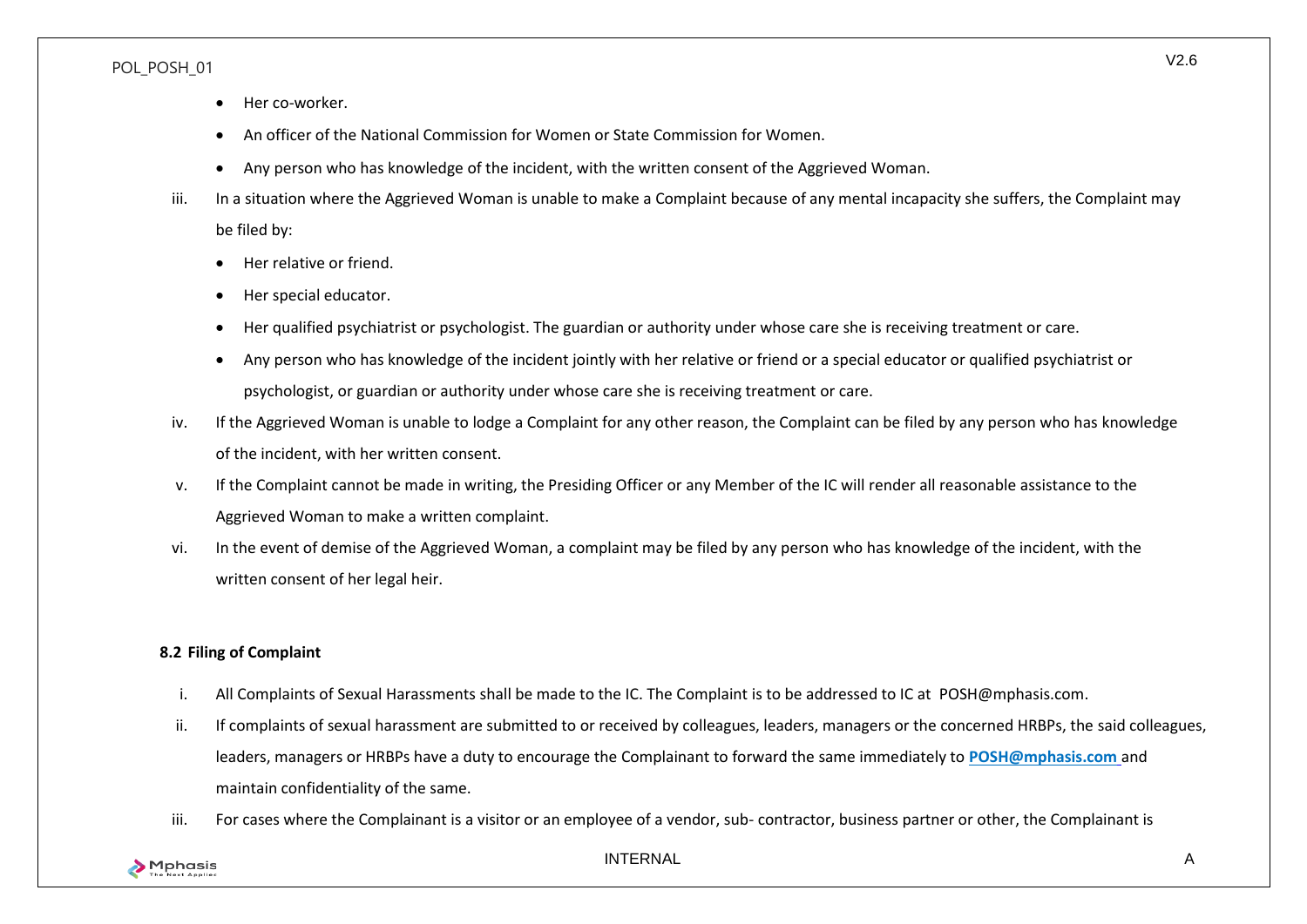- Her co-worker.
- An officer of the National Commission for Women or State Commission for Women.
- Any person who has knowledge of the incident, with the written consent of the Aggrieved Woman.

iii. In a situation where the Aggrieved Woman is unable to make a Complaint because of any mental incapacity she suffers, the Complaint may be filed by:

- Her relative or friend.
- Her special educator.
- Her qualified psychiatrist or psychologist. The guardian or authority under whose care she is receiving treatment or care.
- Any person who has knowledge of the incident jointly with her relative or friend or a special educator or qualified psychiatrist or psychologist, or guardian or authority under whose care she is receiving treatment or care.

iv. If the Aggrieved Woman is unable to lodge a Complaint for any other reason, the Complaint can be filed by any person who has knowledge of the incident, with her written consent.

v. If the Complaint cannot be made in writing, the Presiding Officer or any Member of the IC will render all reasonable assistance to the Aggrieved Woman to make a written complaint.

vi. In the event of demise of the Aggrieved Woman, a complaint may be filed by any person who has knowledge of the incident, with the written consent of her legal heir.

**8.2 Filing of Complaint**

i. All Complaints of Sexual Harassments shall be made to the IC. The Complaint is to be addressed to IC at POSH@mphasis.com.

ii. If complaints of sexual harassment are submitted to or received by colleagues, leaders, managers or the concerned HRBPs, the said colleagues, leaders, managers or HRBPs have a duty to encourage the Complainant to forward the same immediately to **POSH@mphasis.com** and maintain confidentiality of the same.

iii. For cases where the Complainant is a visitor or an employee of a vendor, sub- contractor, business partner or other, the Complainant is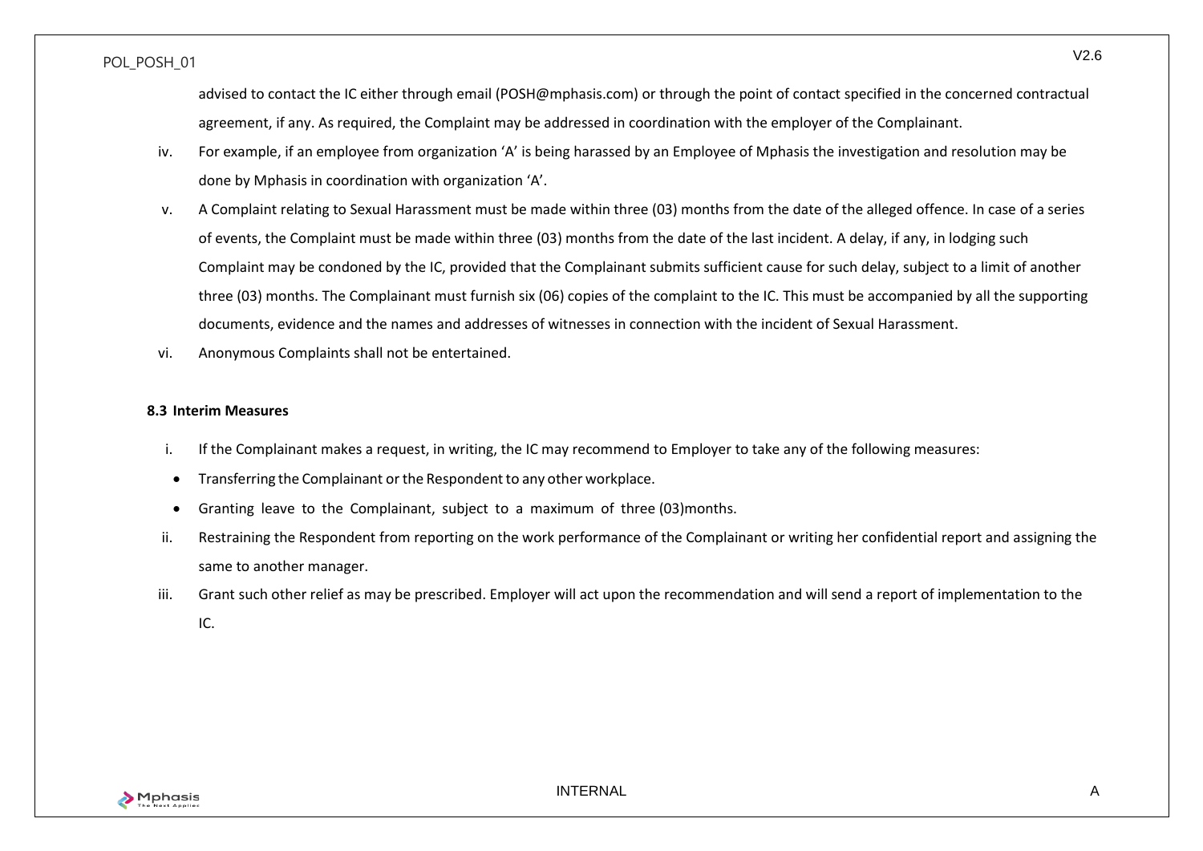advised to contact the IC either through email (POSH@mphasis.com) or through the point of contact specified in the concerned contractual agreement, if any. As required, the Complaint may be addressed in coordination with the employer of the Complainant.

iv. For example, if an employee from organization 'A' is being harassed by an Employee of Mphasis the investigation and resolution may be done by Mphasis in coordination with organization 'A'.

v. A Complaint relating to Sexual Harassment must be made within three (03) months from the date of the alleged offence. In case of a series of events, the Complaint must be made within three (03) months from the date of the last incident. A delay, if any, in lodging such Complaint may be condoned by the IC, provided that the Complainant submits sufficient cause for such delay, subject to a limit of another three (03) months. The Complainant must furnish six (06) copies of the complaint to the IC. This must be accompanied by all the supporting documents, evidence and the names and addresses of witnesses in connection with the incident of Sexual Harassment.

vi. Anonymous Complaints shall not be entertained.

**8.3 Interim Measures**

i. If the Complainant makes a request, in writing, the IC may recommend to Employer to take any of the following measures:
   - Transferring the Complainant or the Respondent to any other workplace.
   - Granting leave to the Complainant, subject to a maximum of three (03)months.

ii. Restraining the Respondent from reporting on the work performance of the Complainant or writing her confidential report and assigning the same to another manager.

iii. Grant such other relief as may be prescribed. Employer will act upon the recommendation and will send a report of implementation to the IC.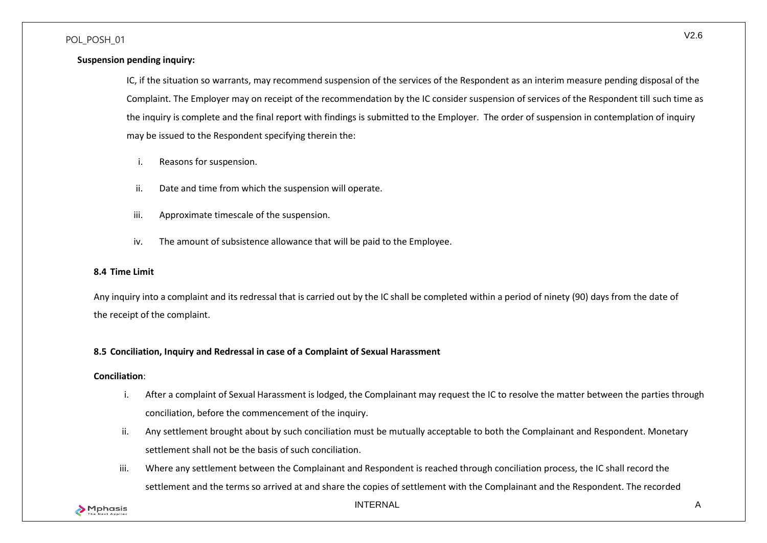**Suspension pending inquiry:**

IC, if the situation so warrants, may recommend suspension of the services of the Respondent as an interim measure pending disposal of the Complaint. The Employer may on receipt of the recommendation by the IC consider suspension of services of the Respondent till such time as the inquiry is complete and the final report with findings is submitted to the Employer. The order of suspension in contemplation of inquiry may be issued to the Respondent specifying therein the:

i. Reasons for suspension.

ii. Date and time from which the suspension will operate.

iii. Approximate timescale of the suspension.

iv. The amount of subsistence allowance that will be paid to the Employee.

### 8.4 Time Limit

Any inquiry into a complaint and its redressal that is carried out by the IC shall be completed within a period of ninety (90) days from the date of the receipt of the complaint.

### 8.5 Conciliation, Inquiry and Redressal in case of a Complaint of Sexual Harassment

**Conciliation**:

i. After a complaint of Sexual Harassment is lodged, the Complainant may request the IC to resolve the matter between the parties through conciliation, before the commencement of the inquiry.

ii. Any settlement brought about by such conciliation must be mutually acceptable to both the Complainant and Respondent. Monetary settlement shall not be the basis of such conciliation.

iii. Where any settlement between the Complainant and Respondent is reached through conciliation process, the IC shall record the settlement and the terms so arrived at and share the copies of settlement with the Complainant and the Respondent. The recorded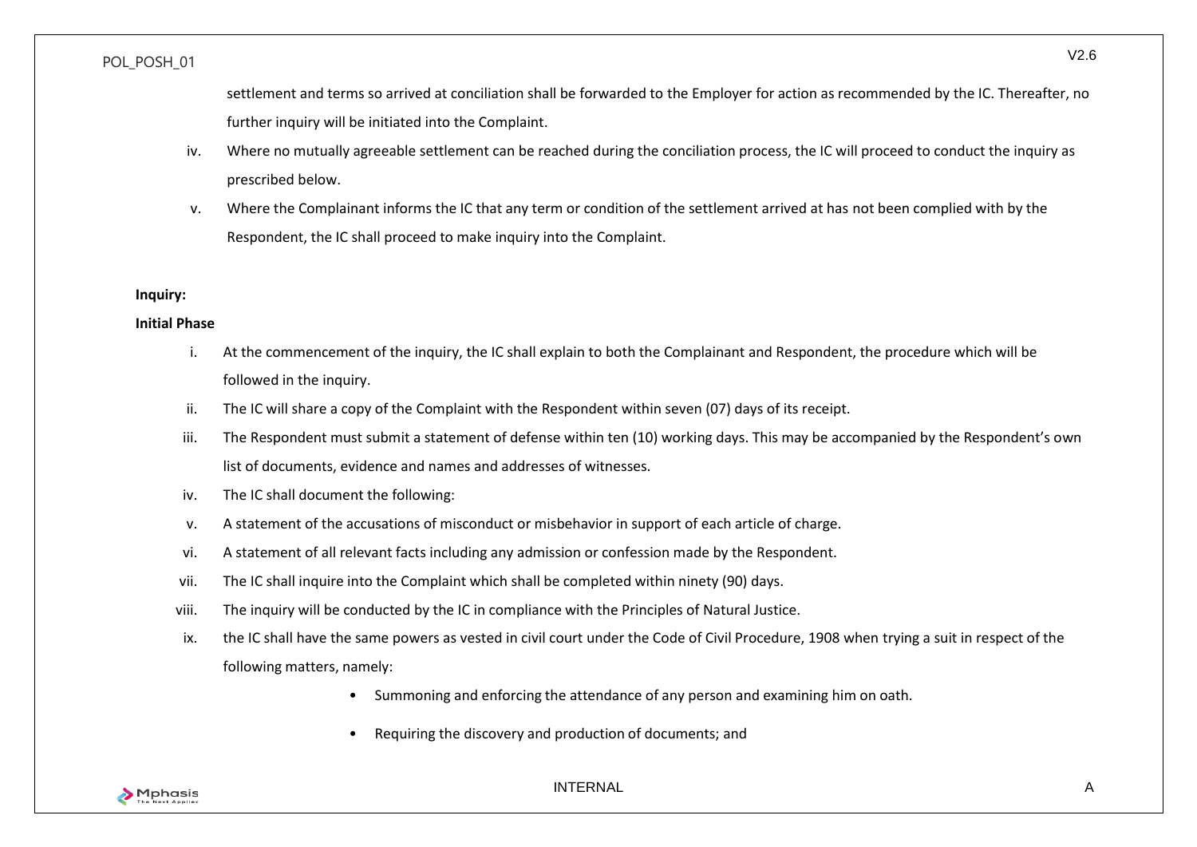settlement and terms so arrived at conciliation shall be forwarded to the Employer for action as recommended by the IC. Thereafter, no further inquiry will be initiated into the Complaint.

iv. Where no mutually agreeable settlement can be reached during the conciliation process, the IC will proceed to conduct the inquiry as prescribed below.

v. Where the Complainant informs the IC that any term or condition of the settlement arrived at has not been complied with by the Respondent, the IC shall proceed to make inquiry into the Complaint.

**Inquiry:**

**Initial Phase**

i. At the commencement of the inquiry, the IC shall explain to both the Complainant and Respondent, the procedure which will be followed in the inquiry.

ii. The IC will share a copy of the Complaint with the Respondent within seven (07) days of its receipt.

iii. The Respondent must submit a statement of defense within ten (10) working days. This may be accompanied by the Respondent's own list of documents, evidence and names and addresses of witnesses.

iv. The IC shall document the following:

v. A statement of the accusations of misconduct or misbehavior in support of each article of charge.

vi. A statement of all relevant facts including any admission or confession made by the Respondent.

vii. The IC shall inquire into the Complaint which shall be completed within ninety (90) days.

viii. The inquiry will be conducted by the IC in compliance with the Principles of Natural Justice.

ix. the IC shall have the same powers as vested in civil court under the Code of Civil Procedure, 1908 when trying a suit in respect of the following matters, namely:

- Summoning and enforcing the attendance of any person and examining him on oath.
- Requiring the discovery and production of documents; and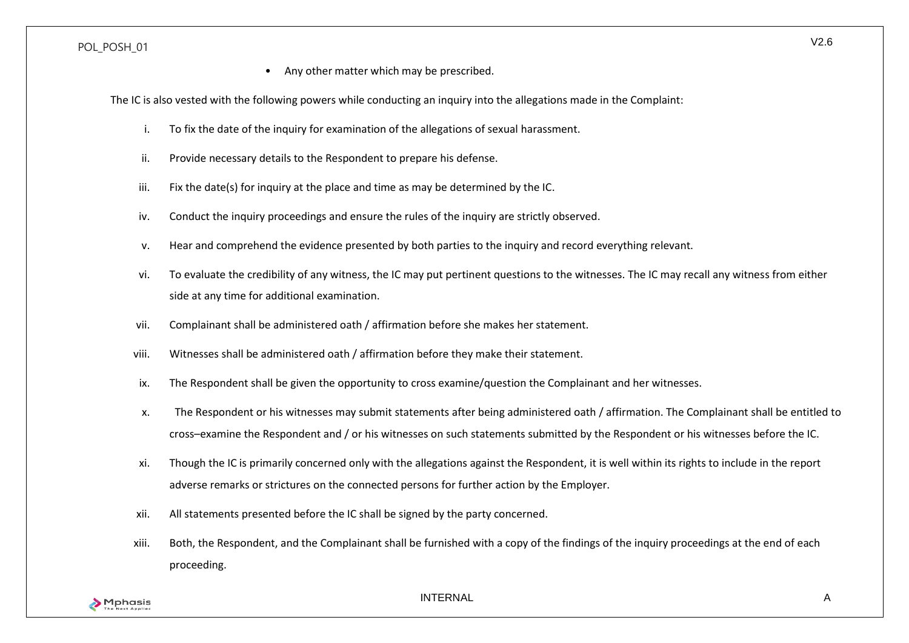- Any other matter which may be prescribed.

The IC is also vested with the following powers while conducting an inquiry into the allegations made in the Complaint:

i. To fix the date of the inquiry for examination of the allegations of sexual harassment.

ii. Provide necessary details to the Respondent to prepare his defense.

iii. Fix the date(s) for inquiry at the place and time as may be determined by the IC.

iv. Conduct the inquiry proceedings and ensure the rules of the inquiry are strictly observed.

v. Hear and comprehend the evidence presented by both parties to the inquiry and record everything relevant.

vi. To evaluate the credibility of any witness, the IC may put pertinent questions to the witnesses. The IC may recall any witness from either side at any time for additional examination.

vii. Complainant shall be administered oath / affirmation before she makes her statement.

viii. Witnesses shall be administered oath / affirmation before they make their statement.

ix. The Respondent shall be given the opportunity to cross examine/question the Complainant and her witnesses.

x. The Respondent or his witnesses may submit statements after being administered oath / affirmation. The Complainant shall be entitled to cross–examine the Respondent and / or his witnesses on such statements submitted by the Respondent or his witnesses before the IC.

xi. Though the IC is primarily concerned only with the allegations against the Respondent, it is well within its rights to include in the report adverse remarks or strictures on the connected persons for further action by the Employer.

xii. All statements presented before the IC shall be signed by the party concerned.

xiii. Both, the Respondent, and the Complainant shall be furnished with a copy of the findings of the inquiry proceedings at the end of each proceeding.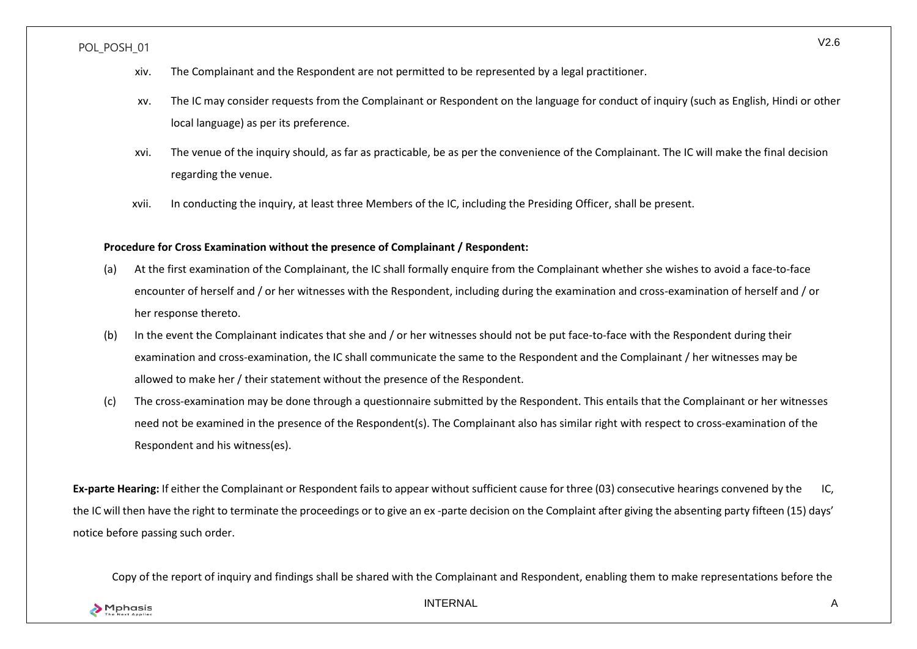xiv. The Complainant and the Respondent are not permitted to be represented by a legal practitioner.

xv. The IC may consider requests from the Complainant or Respondent on the language for conduct of inquiry (such as English, Hindi or other local language) as per its preference.

xvi. The venue of the inquiry should, as far as practicable, be as per the convenience of the Complainant. The IC will make the final decision regarding the venue.

xvii. In conducting the inquiry, at least three Members of the IC, including the Presiding Officer, shall be present.

**Procedure for Cross Examination without the presence of Complainant / Respondent:**

(a) At the first examination of the Complainant, the IC shall formally enquire from the Complainant whether she wishes to avoid a face-to-face encounter of herself and / or her witnesses with the Respondent, including during the examination and cross-examination of herself and / or her response thereto.

(b) In the event the Complainant indicates that she and / or her witnesses should not be put face-to-face with the Respondent during their examination and cross-examination, the IC shall communicate the same to the Respondent and the Complainant / her witnesses may be allowed to make her / their statement without the presence of the Respondent.

(c) The cross-examination may be done through a questionnaire submitted by the Respondent. This entails that the Complainant or her witnesses need not be examined in the presence of the Respondent(s). The Complainant also has similar right with respect to cross-examination of the Respondent and his witness(es).

**Ex-parte Hearing:** If either the Complainant or Respondent fails to appear without sufficient cause for three (03) consecutive hearings convened by the IC, the IC will then have the right to terminate the proceedings or to give an ex -parte decision on the Complaint after giving the absenting party fifteen (15) days' notice before passing such order.

Copy of the report of inquiry and findings shall be shared with the Complainant and Respondent, enabling them to make representations before the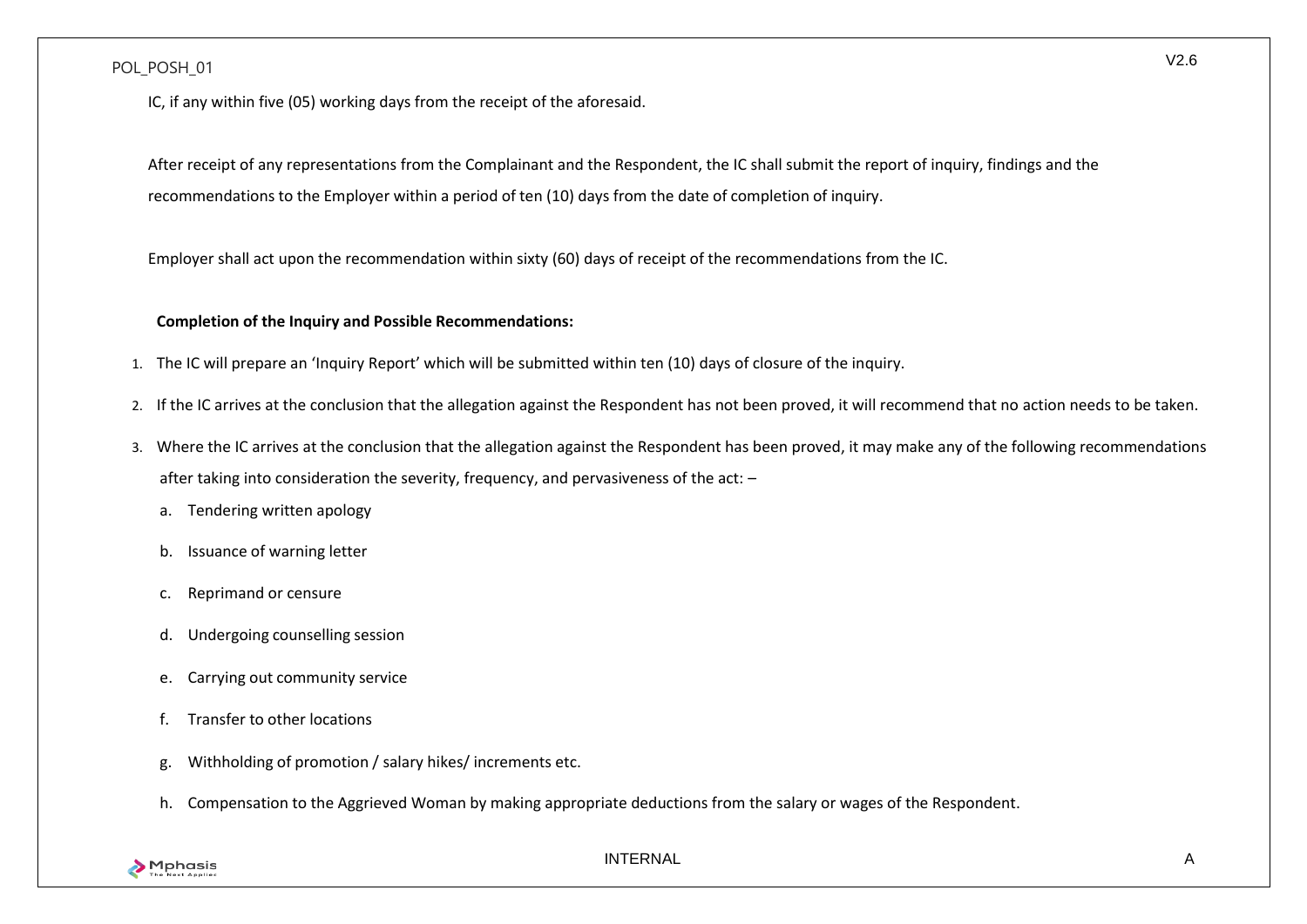IC, if any within five (05) working days from the receipt of the aforesaid.

After receipt of any representations from the Complainant and the Respondent, the IC shall submit the report of inquiry, findings and the recommendations to the Employer within a period of ten (10) days from the date of completion of inquiry.

Employer shall act upon the recommendation within sixty (60) days of receipt of the recommendations from the IC.

**Completion of the Inquiry and Possible Recommendations:**

1. The IC will prepare an 'Inquiry Report' which will be submitted within ten (10) days of closure of the inquiry.
2. If the IC arrives at the conclusion that the allegation against the Respondent has not been proved, it will recommend that no action needs to be taken.
3. Where the IC arrives at the conclusion that the allegation against the Respondent has been proved, it may make any of the following recommendations after taking into consideration the severity, frequency, and pervasiveness of the act: –
   a. Tendering written apology
   b. Issuance of warning letter
   c. Reprimand or censure
   d. Undergoing counselling session
   e. Carrying out community service
   f. Transfer to other locations
   g. Withholding of promotion / salary hikes/ increments etc.
   h. Compensation to the Aggrieved Woman by making appropriate deductions from the salary or wages of the Respondent.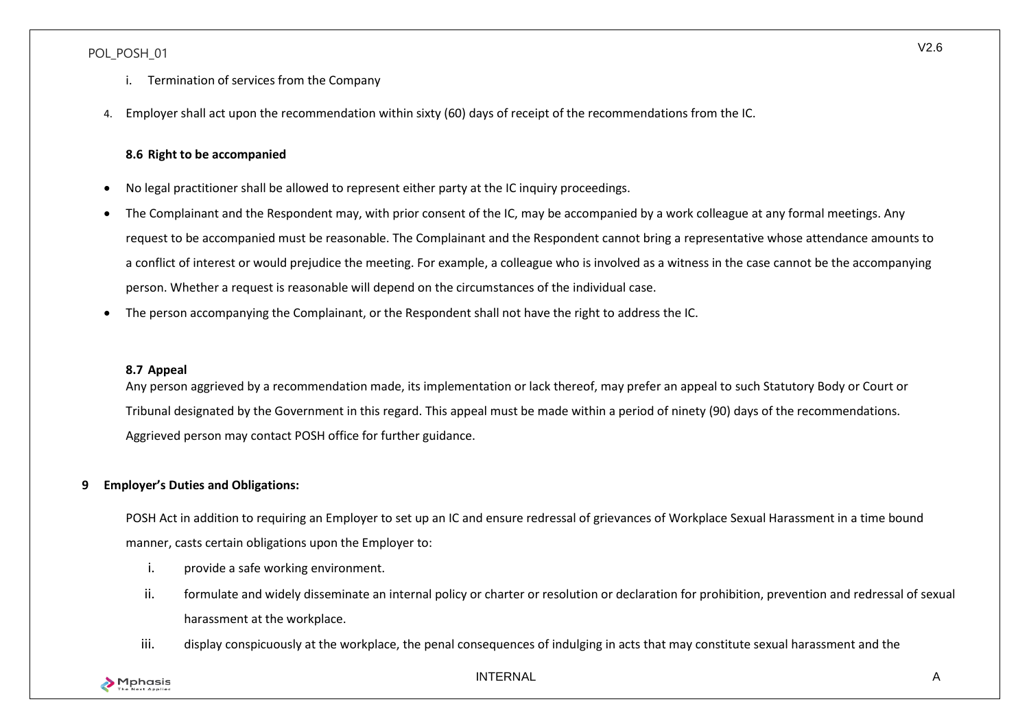i. Termination of services from the Company

4. Employer shall act upon the recommendation within sixty (60) days of receipt of the recommendations from the IC.

### 8.6 Right to be accompanied

- No legal practitioner shall be allowed to represent either party at the IC inquiry proceedings.
- The Complainant and the Respondent may, with prior consent of the IC, may be accompanied by a work colleague at any formal meetings. Any request to be accompanied must be reasonable. The Complainant and the Respondent cannot bring a representative whose attendance amounts to a conflict of interest or would prejudice the meeting. For example, a colleague who is involved as a witness in the case cannot be the accompanying person. Whether a request is reasonable will depend on the circumstances of the individual case.
- The person accompanying the Complainant, or the Respondent shall not have the right to address the IC.

### 8.7 Appeal

Any person aggrieved by a recommendation made, its implementation or lack thereof, may prefer an appeal to such Statutory Body or Court or Tribunal designated by the Government in this regard. This appeal must be made within a period of ninety (90) days of the recommendations. Aggrieved person may contact POSH office for further guidance.

## 9 Employer's Duties and Obligations:

POSH Act in addition to requiring an Employer to set up an IC and ensure redressal of grievances of Workplace Sexual Harassment in a time bound manner, casts certain obligations upon the Employer to:

i. provide a safe working environment.

ii. formulate and widely disseminate an internal policy or charter or resolution or declaration for prohibition, prevention and redressal of sexual harassment at the workplace.

iii. display conspicuously at the workplace, the penal consequences of indulging in acts that may constitute sexual harassment and the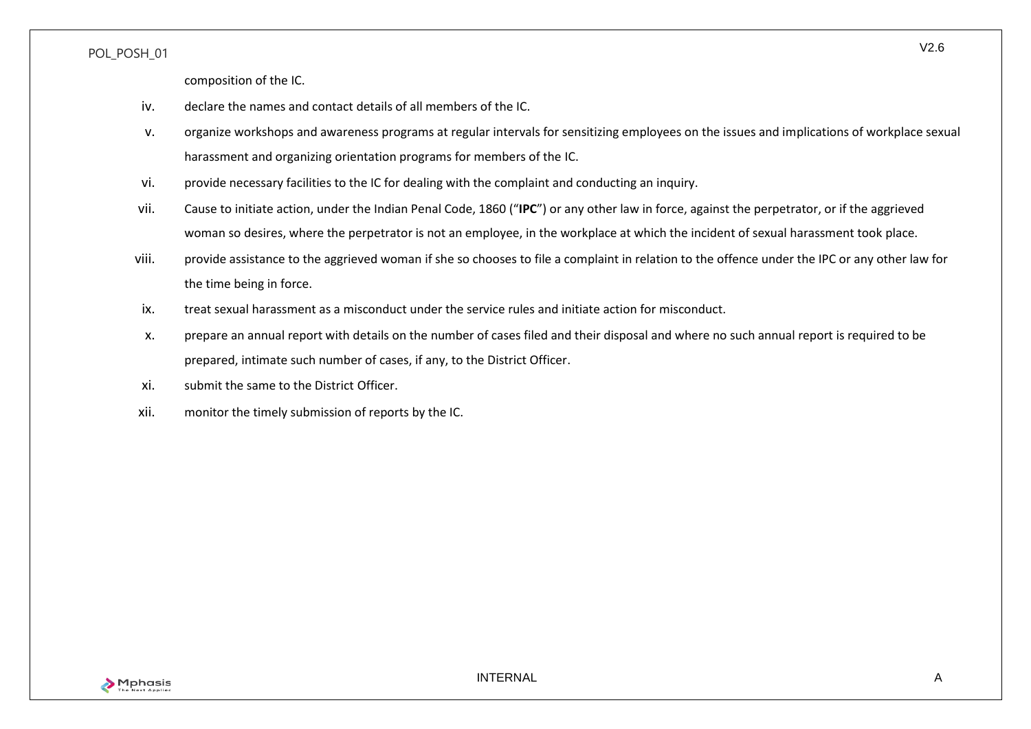composition of the IC.

iv. declare the names and contact details of all members of the IC.

v. organize workshops and awareness programs at regular intervals for sensitizing employees on the issues and implications of workplace sexual harassment and organizing orientation programs for members of the IC.

vi. provide necessary facilities to the IC for dealing with the complaint and conducting an inquiry.

vii. Cause to initiate action, under the Indian Penal Code, 1860 ("**IPC**") or any other law in force, against the perpetrator, or if the aggrieved woman so desires, where the perpetrator is not an employee, in the workplace at which the incident of sexual harassment took place.

viii. provide assistance to the aggrieved woman if she so chooses to file a complaint in relation to the offence under the IPC or any other law for the time being in force.

ix. treat sexual harassment as a misconduct under the service rules and initiate action for misconduct.

x. prepare an annual report with details on the number of cases filed and their disposal and where no such annual report is required to be prepared, intimate such number of cases, if any, to the District Officer.

xi. submit the same to the District Officer.

xii. monitor the timely submission of reports by the IC.